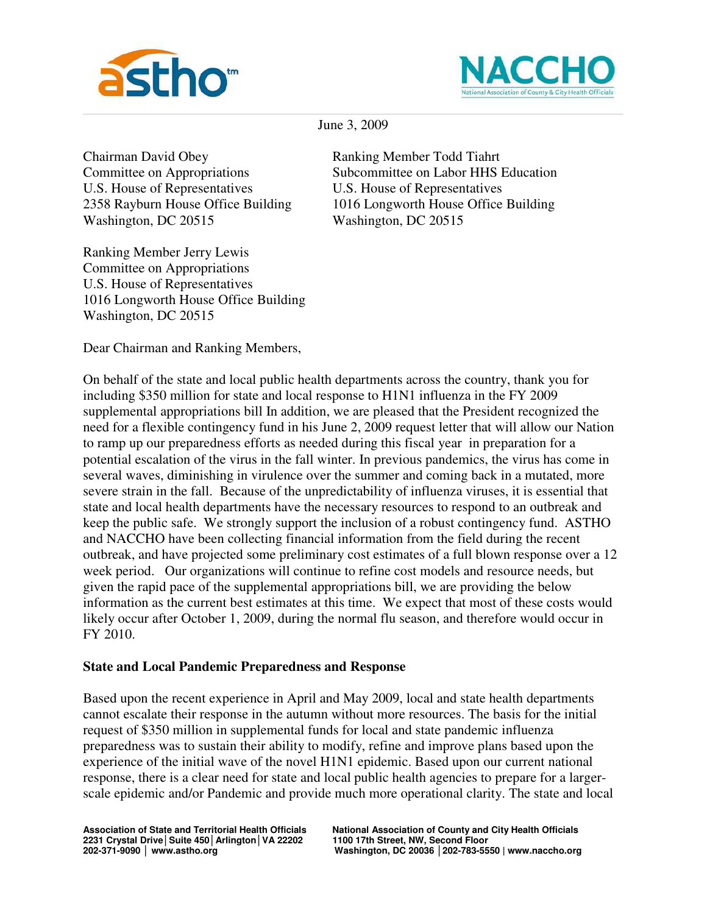astho™

NACCHO
National Association of County & City Health Officials

June 3, 2009

Chairman David Obey
Committee on Appropriations
U.S. House of Representatives
2358 Rayburn House Office Building
Washington, DC 20515

Ranking Member Todd Tiahrt
Subcommittee on Labor HHS Education
U.S. House of Representatives
1016 Longworth House Office Building
Washington, DC 20515

Ranking Member Jerry Lewis
Committee on Appropriations
U.S. House of Representatives
1016 Longworth House Office Building
Washington, DC 20515

Dear Chairman and Ranking Members,

On behalf of the state and local public health departments across the country, thank you for including $350 million for state and local response to H1N1 influenza in the FY 2009 supplemental appropriations bill In addition, we are pleased that the President recognized the need for a flexible contingency fund in his June 2, 2009 request letter that will allow our Nation to ramp up our preparedness efforts as needed during this fiscal year in preparation for a potential escalation of the virus in the fall winter. In previous pandemics, the virus has come in several waves, diminishing in virulence over the summer and coming back in a mutated, more severe strain in the fall. Because of the unpredictability of influenza viruses, it is essential that state and local health departments have the necessary resources to respond to an outbreak and keep the public safe. We strongly support the inclusion of a robust contingency fund. ASTHO and NACCHO have been collecting financial information from the field during the recent outbreak, and have projected some preliminary cost estimates of a full blown response over a 12 week period. Our organizations will continue to refine cost models and resource needs, but given the rapid pace of the supplemental appropriations bill, we are providing the below information as the current best estimates at this time. We expect that most of these costs would likely occur after October 1, 2009, during the normal flu season, and therefore would occur in FY 2010.

**State and Local Pandemic Preparedness and Response**

Based upon the recent experience in April and May 2009, local and state health departments cannot escalate their response in the autumn without more resources. The basis for the initial request of $350 million in supplemental funds for local and state pandemic influenza preparedness was to sustain their ability to modify, refine and improve plans based upon the experience of the initial wave of the novel H1N1 epidemic. Based upon our current national response, there is a clear need for state and local public health agencies to prepare for a larger-scale epidemic and/or Pandemic and provide much more operational clarity. The state and local

**Association of State and Territorial Health Officials**
**2231 Crystal Drive│Suite 450│Arlington│VA 22202**
**202-371-9090 │ www.astho.org**

**National Association of County and City Health Officials**
**1100 17th Street, NW, Second Floor**
**Washington, DC 20036 │202-783-5550 | www.naccho.org**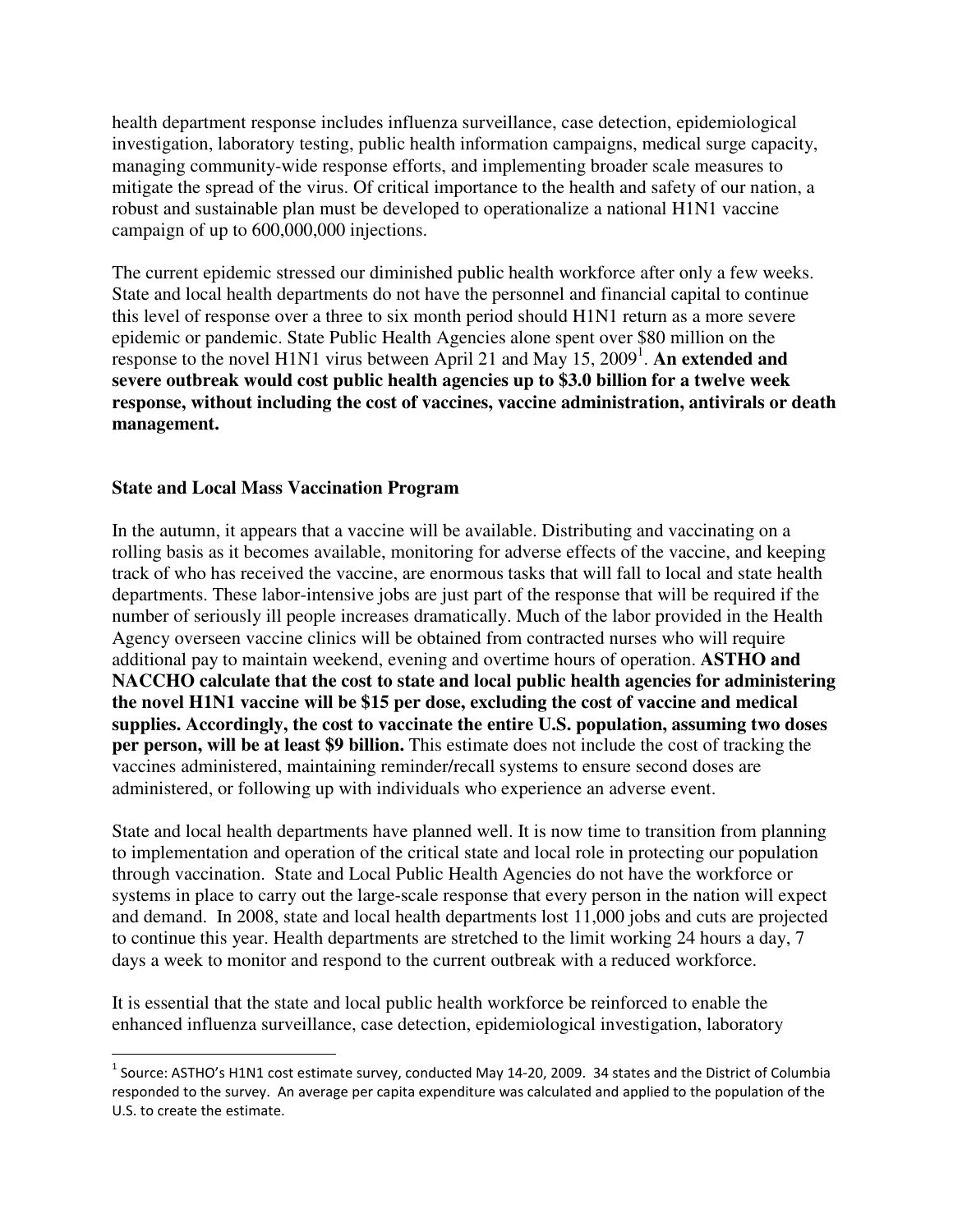health department response includes influenza surveillance, case detection, epidemiological investigation, laboratory testing, public health information campaigns, medical surge capacity, managing community-wide response efforts, and implementing broader scale measures to mitigate the spread of the virus. Of critical importance to the health and safety of our nation, a robust and sustainable plan must be developed to operationalize a national H1N1 vaccine campaign of up to 600,000,000 injections.

The current epidemic stressed our diminished public health workforce after only a few weeks. State and local health departments do not have the personnel and financial capital to continue this level of response over a three to six month period should H1N1 return as a more severe epidemic or pandemic. State Public Health Agencies alone spent over $80 million on the response to the novel H1N1 virus between April 21 and May 15, 2009[1]. **An extended and severe outbreak would cost public health agencies up to $3.0 billion for a twelve week response, without including the cost of vaccines, vaccine administration, antivirals or death management.**

### State and Local Mass Vaccination Program

In the autumn, it appears that a vaccine will be available. Distributing and vaccinating on a rolling basis as it becomes available, monitoring for adverse effects of the vaccine, and keeping track of who has received the vaccine, are enormous tasks that will fall to local and state health departments. These labor-intensive jobs are just part of the response that will be required if the number of seriously ill people increases dramatically. Much of the labor provided in the Health Agency overseen vaccine clinics will be obtained from contracted nurses who will require additional pay to maintain weekend, evening and overtime hours of operation. **ASTHO and NACCHO calculate that the cost to state and local public health agencies for administering the novel H1N1 vaccine will be $15 per dose, excluding the cost of vaccine and medical supplies. Accordingly, the cost to vaccinate the entire U.S. population, assuming two doses per person, will be at least $9 billion.** This estimate does not include the cost of tracking the vaccines administered, maintaining reminder/recall systems to ensure second doses are administered, or following up with individuals who experience an adverse event.

State and local health departments have planned well. It is now time to transition from planning to implementation and operation of the critical state and local role in protecting our population through vaccination. State and Local Public Health Agencies do not have the workforce or systems in place to carry out the large-scale response that every person in the nation will expect and demand. In 2008, state and local health departments lost 11,000 jobs and cuts are projected to continue this year. Health departments are stretched to the limit working 24 hours a day, 7 days a week to monitor and respond to the current outbreak with a reduced workforce.

It is essential that the state and local public health workforce be reinforced to enable the enhanced influenza surveillance, case detection, epidemiological investigation, laboratory

---

[1] Source: ASTHO's H1N1 cost estimate survey, conducted May 14-20, 2009. 34 states and the District of Columbia responded to the survey. An average per capita expenditure was calculated and applied to the population of the U.S. to create the estimate.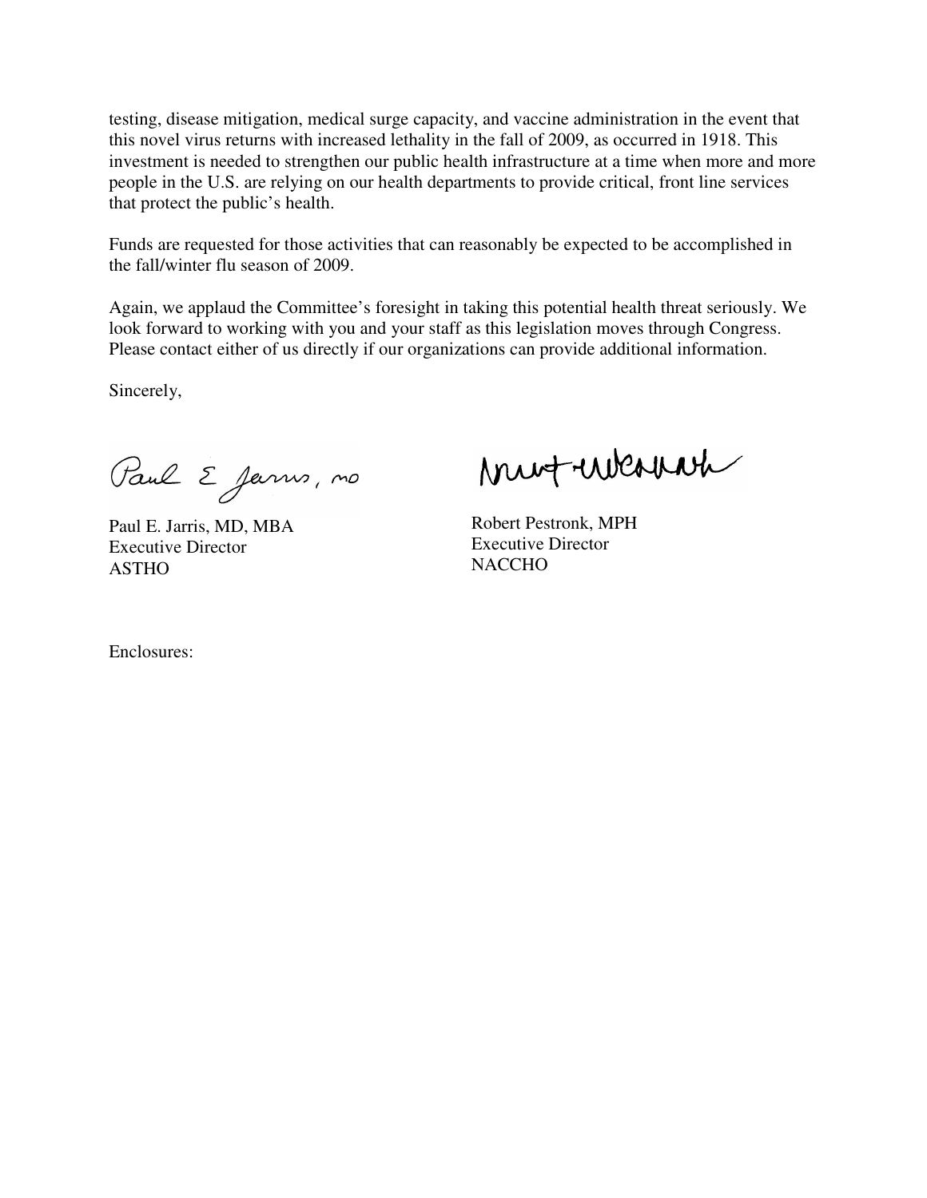testing, disease mitigation, medical surge capacity, and vaccine administration in the event that this novel virus returns with increased lethality in the fall of 2009, as occurred in 1918. This investment is needed to strengthen our public health infrastructure at a time when more and more people in the U.S. are relying on our health departments to provide critical, front line services that protect the public's health.

Funds are requested for those activities that can reasonably be expected to be accomplished in the fall/winter flu season of 2009.

Again, we applaud the Committee's foresight in taking this potential health threat seriously. We look forward to working with you and your staff as this legislation moves through Congress. Please contact either of us directly if our organizations can provide additional information.

Sincerely,

Paul E. Jarris, MD, MBA
Executive Director
ASTHO

Robert Pestronk, MPH
Executive Director
NACCHO

Enclosures: